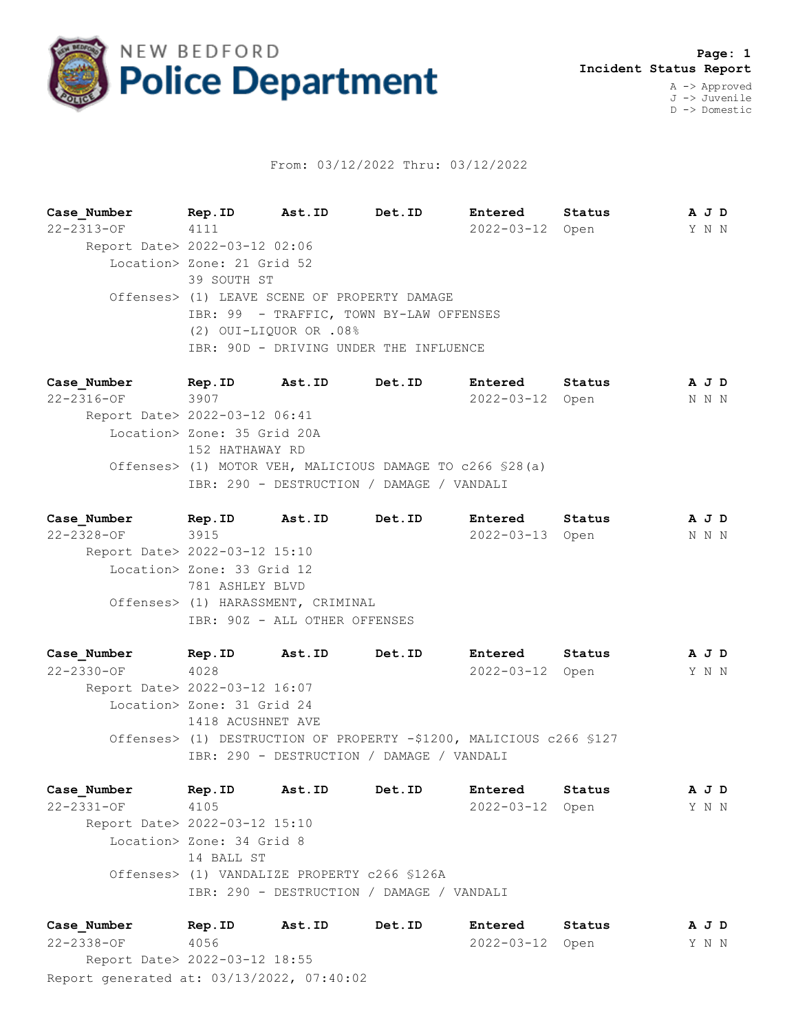NEW BEDFORD **Police Department**

**Incident Status Report**

A -> Approved
J -> Juvenile
D -> Domestic

From: 03/12/2022 Thru: 03/12/2022

| Case_Number | Rep.ID | Ast.ID | Det.ID | Entered | Status | A J D |
|---|---|---|---|---|---|---|
| 22-2313-OF | 4111 | | | 2022-03-12 | Open | Y N N |

Report Date> 2022-03-12 02:06
Location> Zone: 21 Grid 52
39 SOUTH ST
Offenses> (1) LEAVE SCENE OF PROPERTY DAMAGE
IBR: 99 - TRAFFIC, TOWN BY-LAW OFFENSES
(2) OUI-LIQUOR OR .08%
IBR: 90D - DRIVING UNDER THE INFLUENCE

| Case_Number | Rep.ID | Ast.ID | Det.ID | Entered | Status | A J D |
|---|---|---|---|---|---|---|
| 22-2316-OF | 3907 | | | 2022-03-12 | Open | N N N |

Report Date> 2022-03-12 06:41
Location> Zone: 35 Grid 20A
152 HATHAWAY RD
Offenses> (1) MOTOR VEH, MALICIOUS DAMAGE TO c266 §28(a)
IBR: 290 - DESTRUCTION / DAMAGE / VANDALI

| Case_Number | Rep.ID | Ast.ID | Det.ID | Entered | Status | A J D |
|---|---|---|---|---|---|---|
| 22-2328-OF | 3915 | | | 2022-03-13 | Open | N N N |

Report Date> 2022-03-12 15:10
Location> Zone: 33 Grid 12
781 ASHLEY BLVD
Offenses> (1) HARASSMENT, CRIMINAL
IBR: 90Z - ALL OTHER OFFENSES

| Case_Number | Rep.ID | Ast.ID | Det.ID | Entered | Status | A J D |
|---|---|---|---|---|---|---|
| 22-2330-OF | 4028 | | | 2022-03-12 | Open | Y N N |

Report Date> 2022-03-12 16:07
Location> Zone: 31 Grid 24
1418 ACUSHNET AVE
Offenses> (1) DESTRUCTION OF PROPERTY -$1200, MALICIOUS c266 §127
IBR: 290 - DESTRUCTION / DAMAGE / VANDALI

| Case_Number | Rep.ID | Ast.ID | Det.ID | Entered | Status | A J D |
|---|---|---|---|---|---|---|
| 22-2331-OF | 4105 | | | 2022-03-12 | Open | Y N N |

Report Date> 2022-03-12 15:10
Location> Zone: 34 Grid 8
14 BALL ST
Offenses> (1) VANDALIZE PROPERTY c266 §126A
IBR: 290 - DESTRUCTION / DAMAGE / VANDALI

| Case_Number | Rep.ID | Ast.ID | Det.ID | Entered | Status | A J D |
|---|---|---|---|---|---|---|
| 22-2338-OF | 4056 | | | 2022-03-12 | Open | Y N N |

Report Date> 2022-03-12 18:55

Report generated at: 03/13/2022, 07:40:02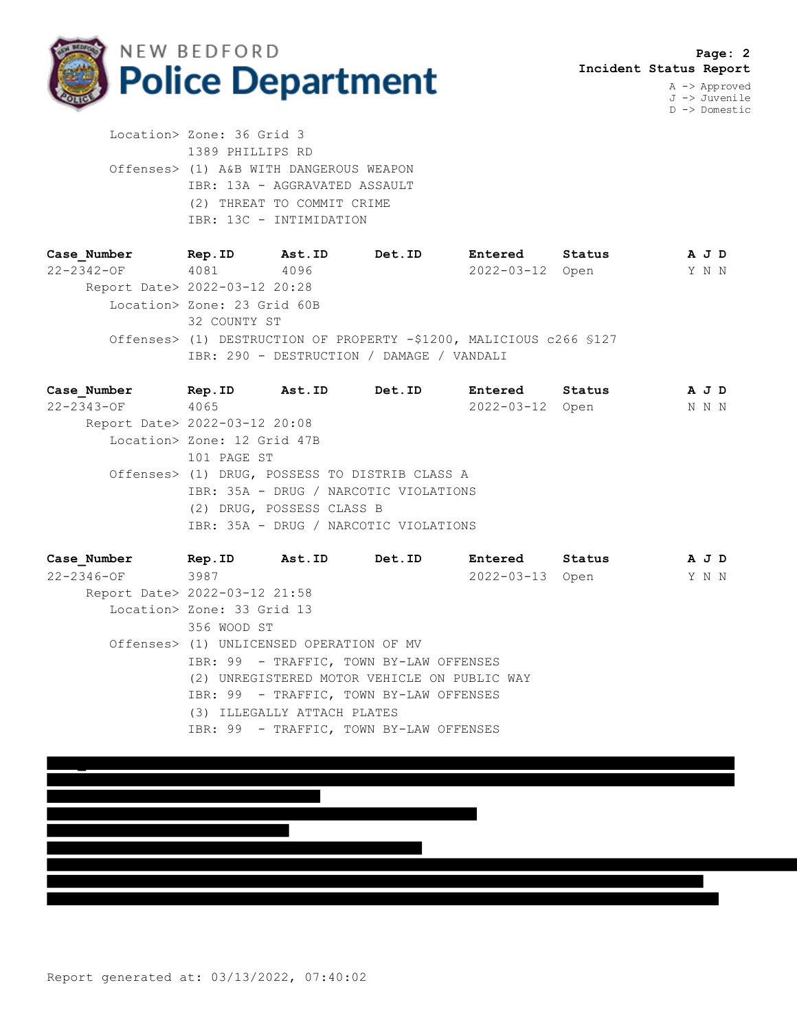Location> Zone: 36 Grid 3
1389 PHILLIPS RD
Offenses> (1) A&B WITH DANGEROUS WEAPON
IBR: 13A - AGGRAVATED ASSAULT
(2) THREAT TO COMMIT CRIME
IBR: 13C - INTIMIDATION

| Case_Number | Rep.ID | Ast.ID | Det.ID | Entered | Status | A J D |
|---|---|---|---|---|---|---|
| 22-2342-OF | 4081 | 4096 | | 2022-03-12 | Open | Y N N |

Report Date> 2022-03-12 20:28
Location> Zone: 23 Grid 60B
32 COUNTY ST
Offenses> (1) DESTRUCTION OF PROPERTY -$1200, MALICIOUS c266 §127
IBR: 290 - DESTRUCTION / DAMAGE / VANDALI

| Case_Number | Rep.ID | Ast.ID | Det.ID | Entered | Status | A J D |
|---|---|---|---|---|---|---|
| 22-2343-OF | 4065 | | | 2022-03-12 | Open | N N N |

Report Date> 2022-03-12 20:08
Location> Zone: 12 Grid 47B
101 PAGE ST
Offenses> (1) DRUG, POSSESS TO DISTRIB CLASS A
IBR: 35A - DRUG / NARCOTIC VIOLATIONS
(2) DRUG, POSSESS CLASS B
IBR: 35A - DRUG / NARCOTIC VIOLATIONS

| Case_Number | Rep.ID | Ast.ID | Det.ID | Entered | Status | A J D |
|---|---|---|---|---|---|---|
| 22-2346-OF | 3987 | | | 2022-03-13 | Open | Y N N |

Report Date> 2022-03-12 21:58
Location> Zone: 33 Grid 13
356 WOOD ST
Offenses> (1) UNLICENSED OPERATION OF MV
IBR: 99 - TRAFFIC, TOWN BY-LAW OFFENSES
(2) UNREGISTERED MOTOR VEHICLE ON PUBLIC WAY
IBR: 99 - TRAFFIC, TOWN BY-LAW OFFENSES
(3) ILLEGALLY ATTACH PLATES
IBR: 99 - TRAFFIC, TOWN BY-LAW OFFENSES

Report generated at: 03/13/2022, 07:40:02